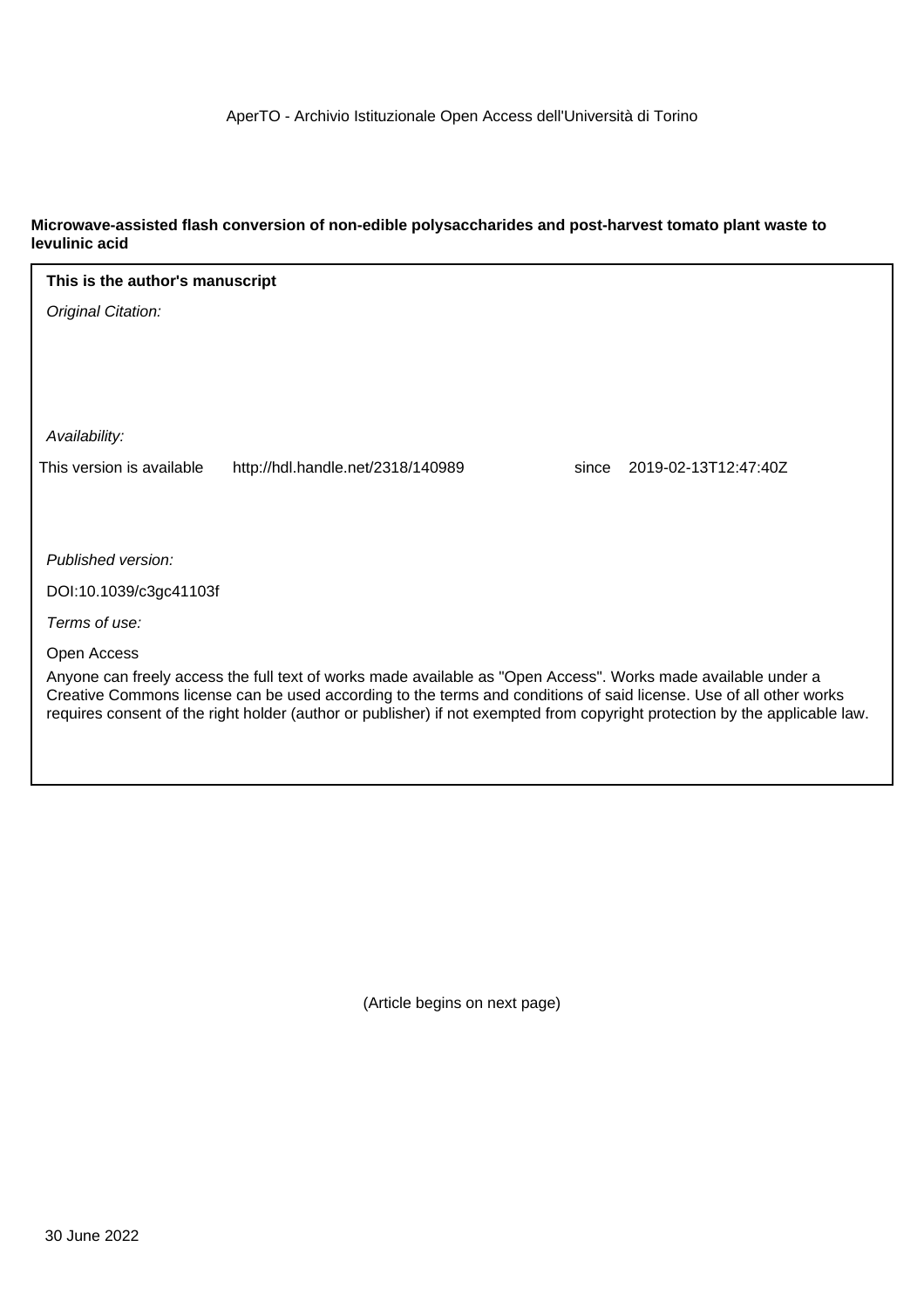AperTO - Archivio Istituzionale Open Access dell'Università di Torino

**Microwave-assisted flash conversion of non-edible polysaccharides and post-harvest tomato plant waste to levulinic acid**

**This is the author's manuscript**

*Original Citation:*

*Availability:*

This version is available http://hdl.handle.net/2318/140989 since 2019-02-13T12:47:40Z

*Published version:*

DOI:10.1039/c3gc41103f

*Terms of use:*

Open Access

Anyone can freely access the full text of works made available as "Open Access". Works made available under a Creative Commons license can be used according to the terms and conditions of said license. Use of all other works requires consent of the right holder (author or publisher) if not exempted from copyright protection by the applicable law.

(Article begins on next page)

30 June 2022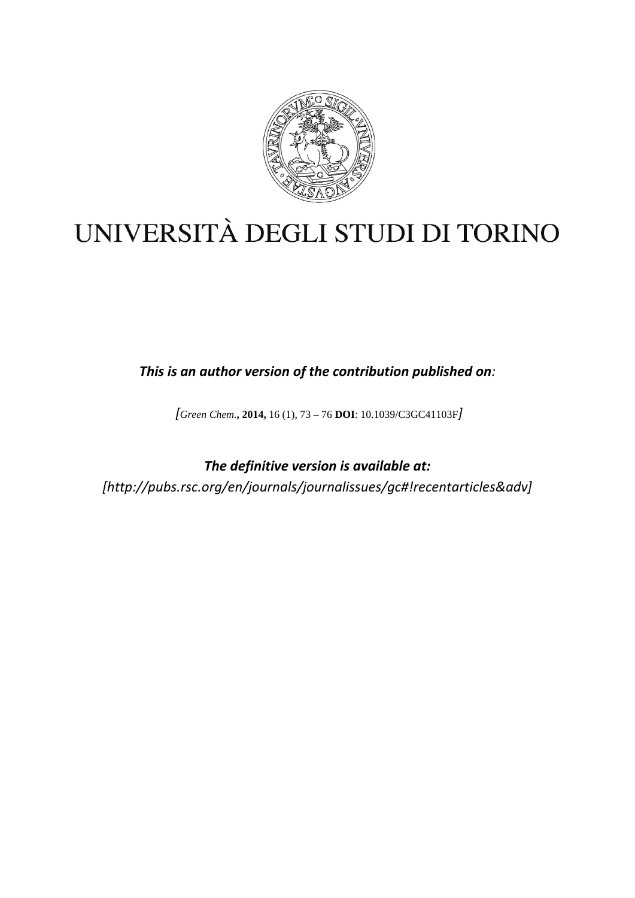# UNIVERSITÀ DEGLI STUDI DI TORINO

***This is an author version of the contribution published on:***

*[Green Chem.*, **2014,** 16 (1), 73 – 76 **DOI**: 10.1039/C3GC41103F*]*

***The definitive version is available at:***

*[http://pubs.rsc.org/en/journals/journalissues/gc#!recentarticles&adv]*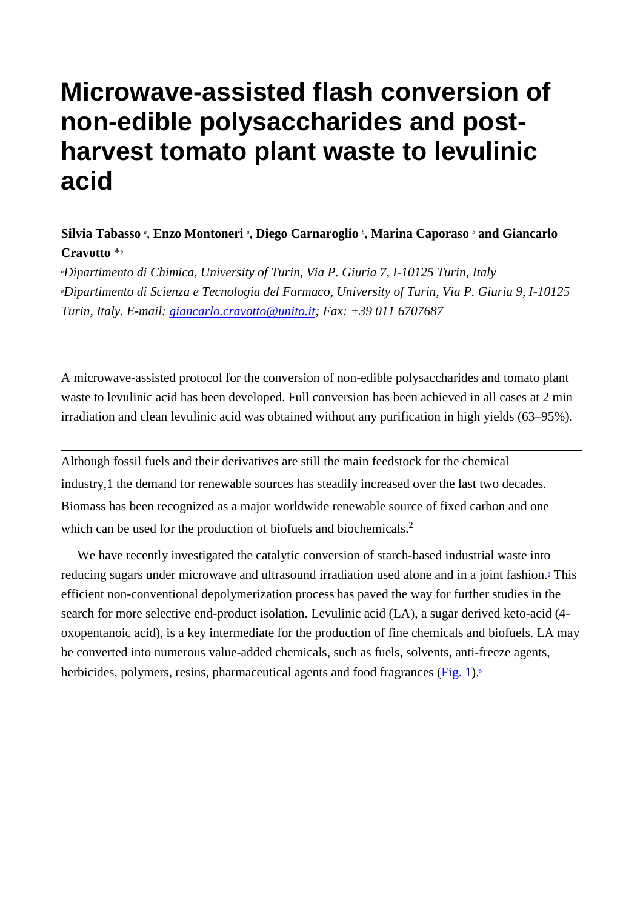# Microwave-assisted flash conversion of non-edible polysaccharides and post-harvest tomato plant waste to levulinic acid

**Silvia Tabasso** [a], **Enzo Montoneri** [a], **Diego Carnaroglio** [b], **Marina Caporaso** [b] **and Giancarlo Cravotto** *[b]

[a]*Dipartimento di Chimica, University of Turin, Via P. Giuria 7, I-10125 Turin, Italy*
[b]*Dipartimento di Scienza e Tecnologia del Farmaco, University of Turin, Via P. Giuria 9, I-10125 Turin, Italy. E-mail: giancarlo.cravotto@unito.it; Fax: +39 011 6707687*

A microwave-assisted protocol for the conversion of non-edible polysaccharides and tomato plant waste to levulinic acid has been developed. Full conversion has been achieved in all cases at 2 min irradiation and clean levulinic acid was obtained without any purification in high yields (63–95%).

---

Although fossil fuels and their derivatives are still the main feedstock for the chemical industry,1 the demand for renewable sources has steadily increased over the last two decades. Biomass has been recognized as a major worldwide renewable source of fixed carbon and one which can be used for the production of biofuels and biochemicals.[2]

We have recently investigated the catalytic conversion of starch-based industrial waste into reducing sugars under microwave and ultrasound irradiation used alone and in a joint fashion.[3] This efficient non-conventional depolymerization process[4] has paved the way for further studies in the search for more selective end-product isolation. Levulinic acid (LA), a sugar derived keto-acid (4-oxopentanoic acid), is a key intermediate for the production of fine chemicals and biofuels. LA may be converted into numerous value-added chemicals, such as fuels, solvents, anti-freeze agents, herbicides, polymers, resins, pharmaceutical agents and food fragrances (Fig. 1).[5]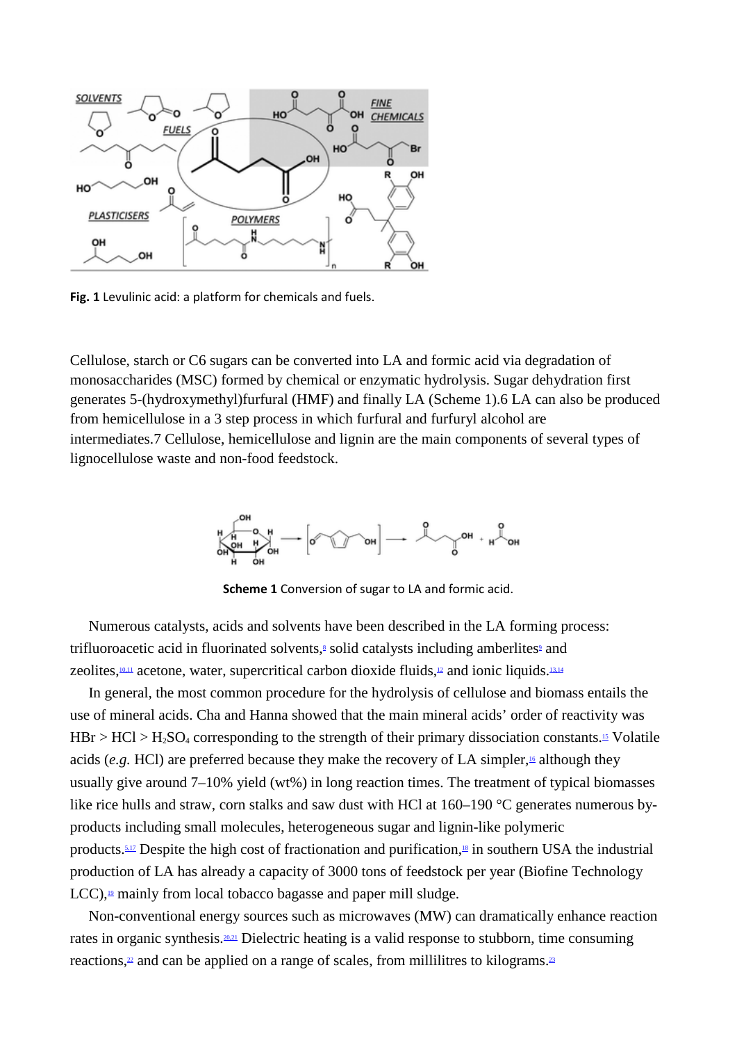Fig. 1 Levulinic acid: a platform for chemicals and fuels.

Cellulose, starch or C6 sugars can be converted into LA and formic acid via degradation of monosaccharides (MSC) formed by chemical or enzymatic hydrolysis. Sugar dehydration first generates 5-(hydroxymethyl)furfural (HMF) and finally LA (Scheme 1).6 LA can also be produced from hemicellulose in a 3 step process in which furfural and furfuryl alcohol are intermediates.7 Cellulose, hemicellulose and lignin are the main components of several types of lignocellulose waste and non-food feedstock.

**Scheme 1** Conversion of sugar to LA and formic acid.

Numerous catalysts, acids and solvents have been described in the LA forming process: trifluoroacetic acid in fluorinated solvents,[8] solid catalysts including amberlites[9] and zeolites,[10,11] acetone, water, supercritical carbon dioxide fluids,[12] and ionic liquids.[13,14]

In general, the most common procedure for the hydrolysis of cellulose and biomass entails the use of mineral acids. Cha and Hanna showed that the main mineral acids' order of reactivity was HBr > HCl > $H_2SO_4$ corresponding to the strength of their primary dissociation constants.[15] Volatile acids (*e.g.* HCl) are preferred because they make the recovery of LA simpler,[16] although they usually give around 7–10% yield (wt%) in long reaction times. The treatment of typical biomasses like rice hulls and straw, corn stalks and saw dust with HCl at 160–190 °C generates numerous by-products including small molecules, heterogeneous sugar and lignin-like polymeric products.[5,17] Despite the high cost of fractionation and purification,[18] in southern USA the industrial production of LA has already a capacity of 3000 tons of feedstock per year (Biofine Technology LCC),[19] mainly from local tobacco bagasse and paper mill sludge.

Non-conventional energy sources such as microwaves (MW) can dramatically enhance reaction rates in organic synthesis.[20,21] Dielectric heating is a valid response to stubborn, time consuming reactions,[22] and can be applied on a range of scales, from millilitres to kilograms.[23]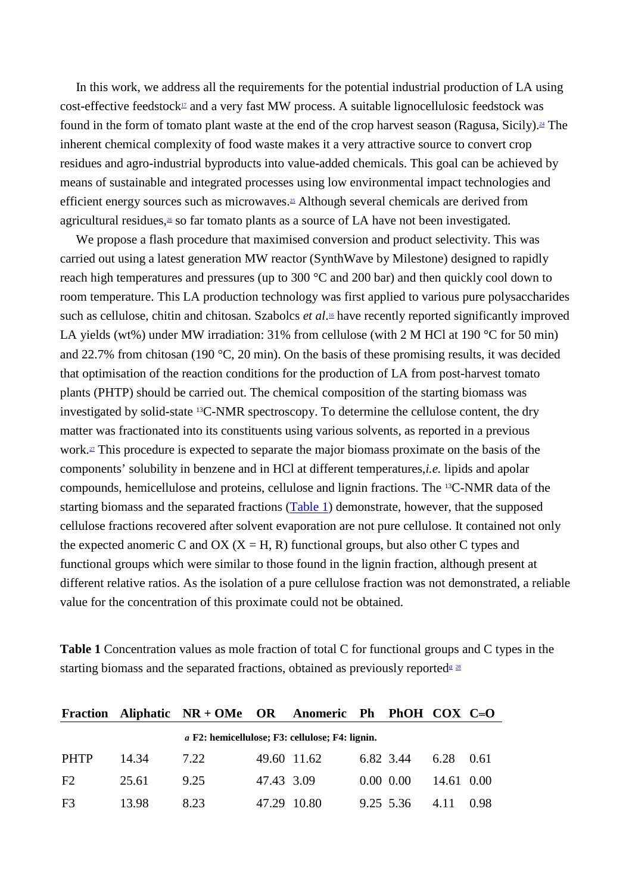In this work, we address all the requirements for the potential industrial production of LA using cost-effective feedstock[17] and a very fast MW process. A suitable lignocellulosic feedstock was found in the form of tomato plant waste at the end of the crop harvest season (Ragusa, Sicily).[24] The inherent chemical complexity of food waste makes it a very attractive source to convert crop residues and agro-industrial byproducts into value-added chemicals. This goal can be achieved by means of sustainable and integrated processes using low environmental impact technologies and efficient energy sources such as microwaves.[25] Although several chemicals are derived from agricultural residues,[26] so far tomato plants as a source of LA have not been investigated.

We propose a flash procedure that maximised conversion and product selectivity. This was carried out using a latest generation MW reactor (SynthWave by Milestone) designed to rapidly reach high temperatures and pressures (up to 300 °C and 200 bar) and then quickly cool down to room temperature. This LA production technology was first applied to various pure polysaccharides such as cellulose, chitin and chitosan. Szabolcs *et al*.[16] have recently reported significantly improved LA yields (wt%) under MW irradiation: 31% from cellulose (with 2 M HCl at 190 °C for 50 min) and 22.7% from chitosan (190 °C, 20 min). On the basis of these promising results, it was decided that optimisation of the reaction conditions for the production of LA from post-harvest tomato plants (PHTP) should be carried out. The chemical composition of the starting biomass was investigated by solid-state $^{13}$C-NMR spectroscopy. To determine the cellulose content, the dry matter was fractionated into its constituents using various solvents, as reported in a previous work.[27] This procedure is expected to separate the major biomass proximate on the basis of the components' solubility in benzene and in HCl at different temperatures, *i.e.* lipids and apolar compounds, hemicellulose and proteins, cellulose and lignin fractions. The $^{13}$C-NMR data of the starting biomass and the separated fractions (Table 1) demonstrate, however, that the supposed cellulose fractions recovered after solvent evaporation are not pure cellulose. It contained not only the expected anomeric C and OX (X = H, R) functional groups, but also other C types and functional groups which were similar to those found in the lignin fraction, although present at different relative ratios. As the isolation of a pure cellulose fraction was not demonstrated, a reliable value for the concentration of this proximate could not be obtained.

**Table 1** Concentration values as mole fraction of total C for functional groups and C types in the starting biomass and the separated fractions, obtained as previously reported[a] [28]

| Fraction | Aliphatic | NR + OMe | OR | Anomeric | Ph | PhOH | COX | C=O |
|---|---|---|---|---|---|---|---|---|
| PHTP | 14.34 | 7.22 | 49.60 | 11.62 | 6.82 | 3.44 | 6.28 | 0.61 |
| F2 | 25.61 | 9.25 | 47.43 | 3.09 | 0.00 | 0.00 | 14.61 | 0.00 |
| F3 | 13.98 | 8.23 | 47.29 | 10.80 | 9.25 | 5.36 | 4.11 | 0.98 |

*a* **F2: hemicellulose; F3: cellulose; F4: lignin.**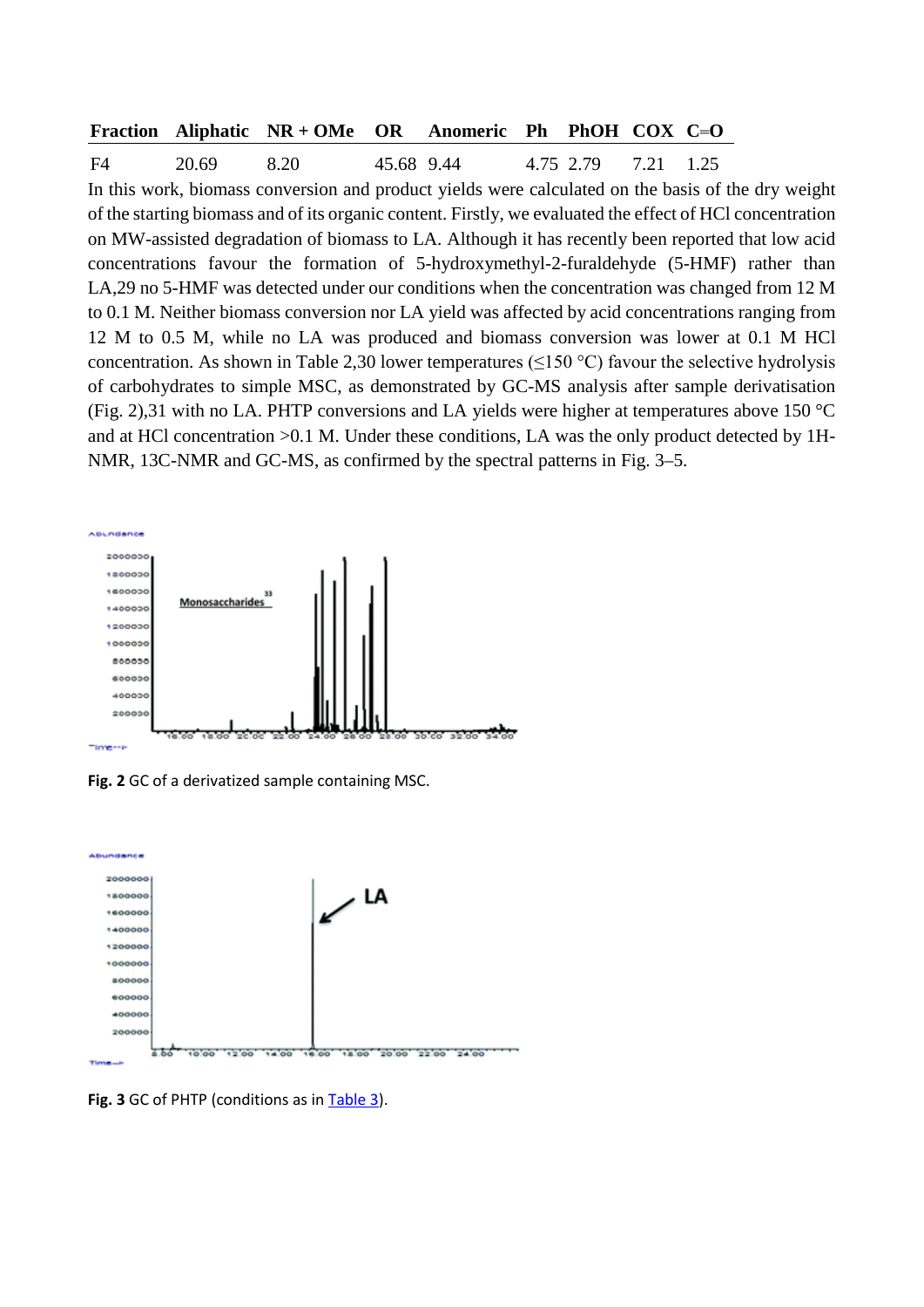| Fraction | Aliphatic | NR + OMe | OR | Anomeric | Ph | PhOH | COX | C=O |
|---|---|---|---|---|---|---|---|---|
| F4 | 20.69 | 8.20 | 45.68 | 9.44 | 4.75 | 2.79 | 7.21 | 1.25 |

In this work, biomass conversion and product yields were calculated on the basis of the dry weight of the starting biomass and of its organic content. Firstly, we evaluated the effect of HCl concentration on MW-assisted degradation of biomass to LA. Although it has recently been reported that low acid concentrations favour the formation of 5-hydroxymethyl-2-furaldehyde (5-HMF) rather than LA,29 no 5-HMF was detected under our conditions when the concentration was changed from 12 M to 0.1 M. Neither biomass conversion nor LA yield was affected by acid concentrations ranging from 12 M to 0.5 M, while no LA was produced and biomass conversion was lower at 0.1 M HCl concentration. As shown in Table 2,30 lower temperatures (≤150 °C) favour the selective hydrolysis of carbohydrates to simple MSC, as demonstrated by GC-MS analysis after sample derivatisation (Fig. 2),31 with no LA. PHTP conversions and LA yields were higher at temperatures above 150 °C and at HCl concentration >0.1 M. Under these conditions, LA was the only product detected by 1H-NMR, 13C-NMR and GC-MS, as confirmed by the spectral patterns in Fig. 3–5.

**Fig. 2** GC of a derivatized sample containing MSC.

**Fig. 3** GC of PHTP (conditions as in Table 3).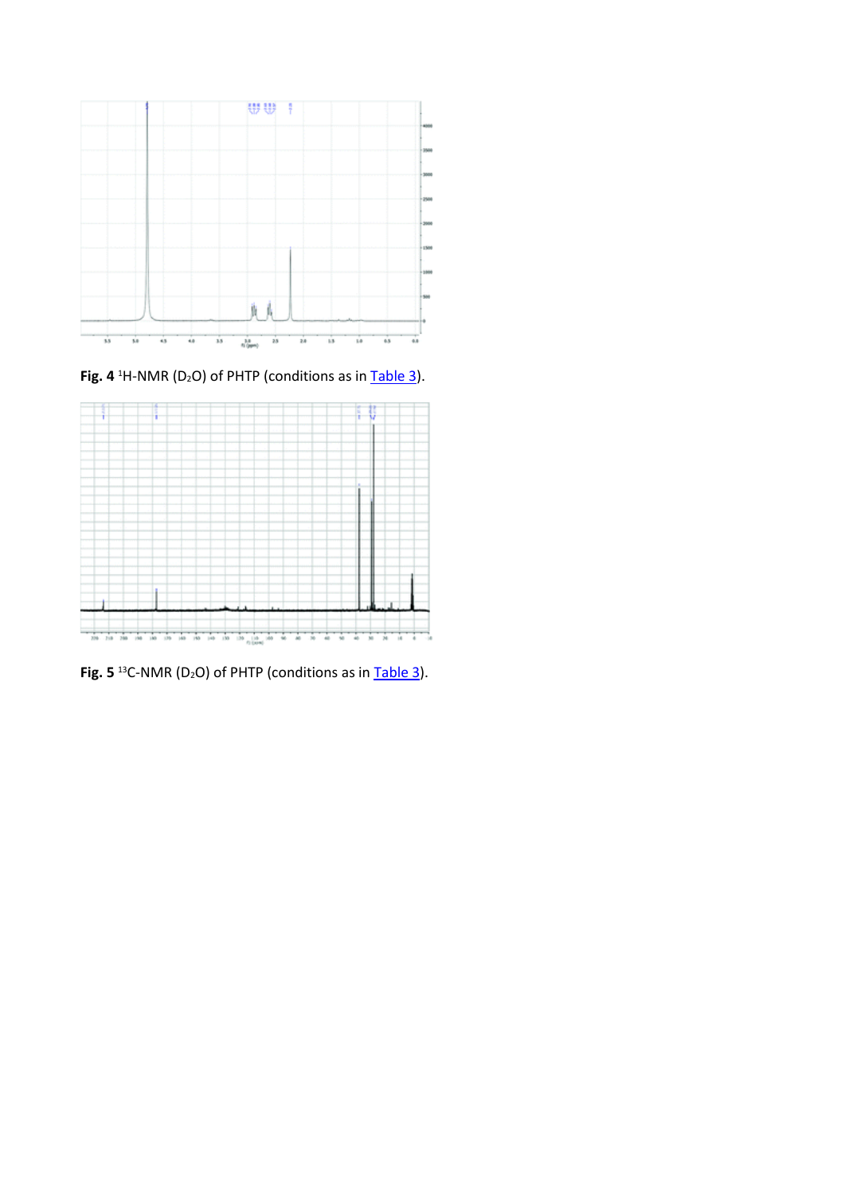**Fig. 4** $^{1}H$-NMR ($D_2O$) of PHTP (conditions as in Table 3).

**Fig. 5** $^{13}C$-NMR ($D_2O$) of PHTP (conditions as in Table 3).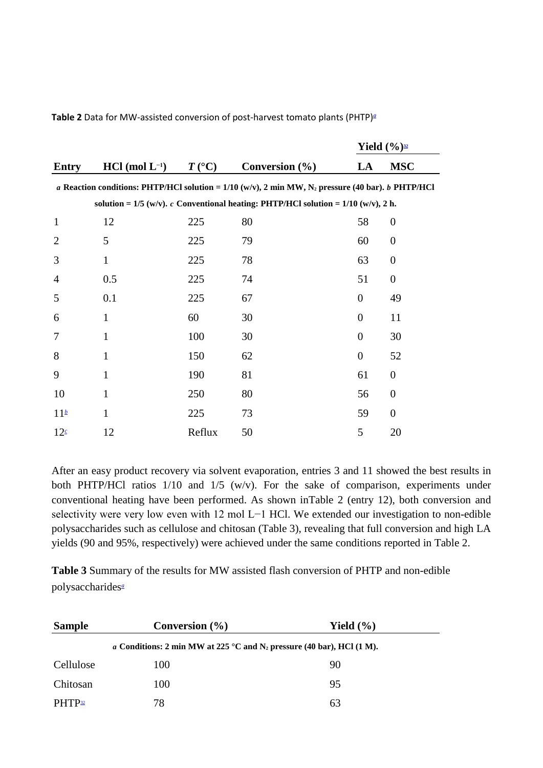**Table 2** Data for MW-assisted conversion of post-harvest tomato plants (PHTP)[a]

| Entry | HCl (mol L⁻¹) | *T* (°C) | Conversion (%) | Yield (%)[32] | |
|---|---|---|---|---|---|
| | | | | LA | MSC |
| 1 | 12 | 225 | 80 | 58 | 0 |
| 2 | 5 | 225 | 79 | 60 | 0 |
| 3 | 1 | 225 | 78 | 63 | 0 |
| 4 | 0.5 | 225 | 74 | 51 | 0 |
| 5 | 0.1 | 225 | 67 | 0 | 49 |
| 6 | 1 | 60 | 30 | 0 | 11 |
| 7 | 1 | 100 | 30 | 0 | 30 |
| 8 | 1 | 150 | 62 | 0 | 52 |
| 9 | 1 | 190 | 81 | 61 | 0 |
| 10 | 1 | 250 | 80 | 56 | 0 |
| 11[b] | 1 | 225 | 73 | 59 | 0 |
| 12[c] | 12 | Reflux | 50 | 5 | 20 |

*a* **Reaction conditions: PHTP/HCl solution = 1/10 (w/v), 2 min MW, $N_2$ pressure (40 bar).** *b* **PHTP/HCl solution = 1/5 (w/v).** *c* **Conventional heating: PHTP/HCl solution = 1/10 (w/v), 2 h.**

After an easy product recovery via solvent evaporation, entries 3 and 11 showed the best results in both PHTP/HCl ratios 1/10 and 1/5 (w/v). For the sake of comparison, experiments under conventional heating have been performed. As shown inTable 2 (entry 12), both conversion and selectivity were very low even with 12 mol L−1 HCl. We extended our investigation to non-edible polysaccharides such as cellulose and chitosan (Table 3), revealing that full conversion and high LA yields (90 and 95%, respectively) were achieved under the same conditions reported in Table 2.

**Table 3** Summary of the results for MW assisted flash conversion of PHTP and non-edible polysaccharides[a]

| Sample | Conversion (%) | Yield (%) |
|---|---|---|
| Cellulose | 100 | 90 |
| Chitosan | 100 | 95 |
| PHTP[32] | 78 | 63 |

*a* **Conditions: 2 min MW at 225 °C and $N_2$ pressure (40 bar), HCl (1 M).**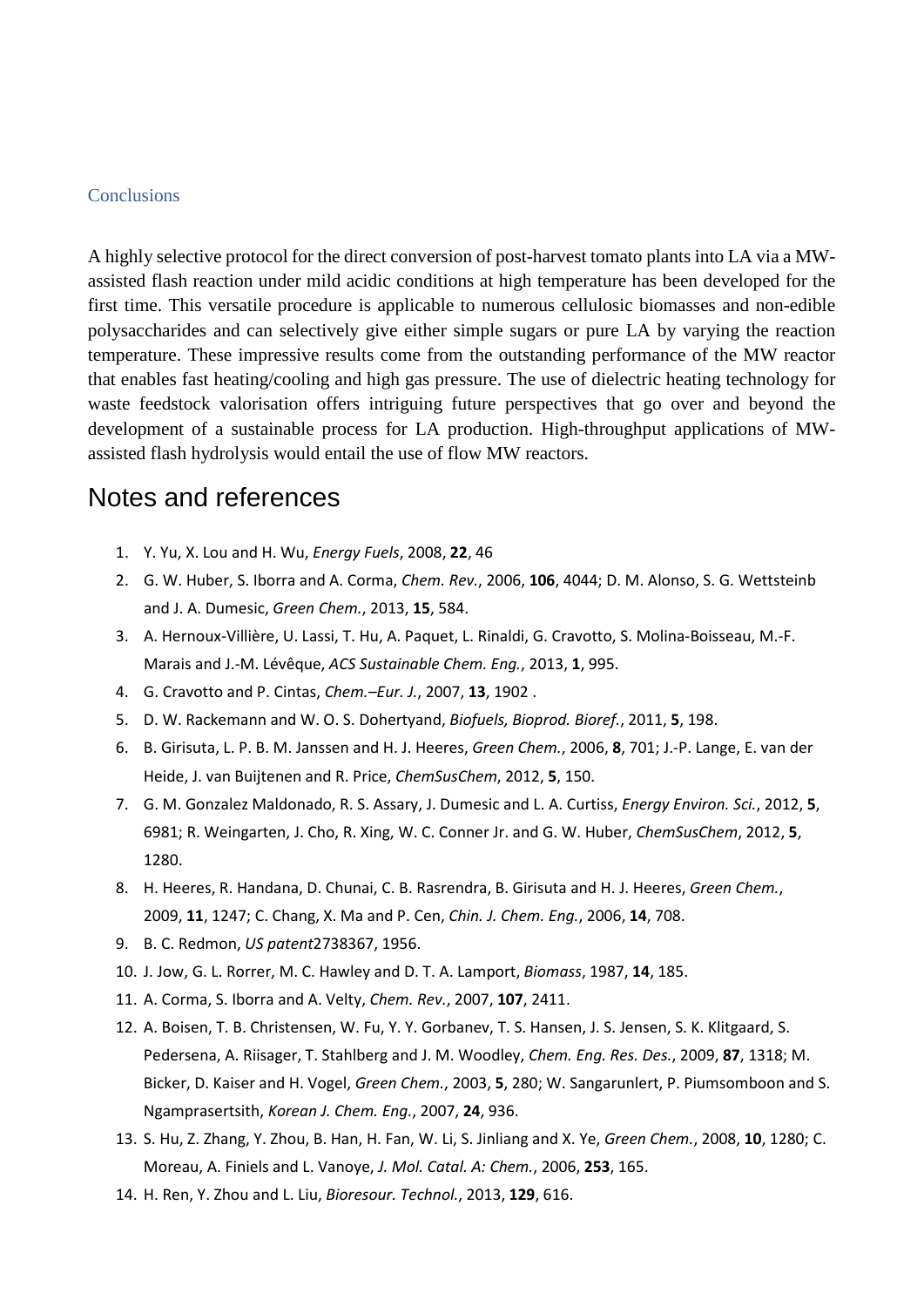## Conclusions

A highly selective protocol for the direct conversion of post-harvest tomato plants into LA via a MW-assisted flash reaction under mild acidic conditions at high temperature has been developed for the first time. This versatile procedure is applicable to numerous cellulosic biomasses and non-edible polysaccharides and can selectively give either simple sugars or pure LA by varying the reaction temperature. These impressive results come from the outstanding performance of the MW reactor that enables fast heating/cooling and high gas pressure. The use of dielectric heating technology for waste feedstock valorisation offers intriguing future perspectives that go over and beyond the development of a sustainable process for LA production. High-throughput applications of MW-assisted flash hydrolysis would entail the use of flow MW reactors.

# Notes and references

1. Y. Yu, X. Lou and H. Wu, *Energy Fuels*, 2008, **22**, 46
2. G. W. Huber, S. Iborra and A. Corma, *Chem. Rev.*, 2006, **106**, 4044; D. M. Alonso, S. G. Wettsteinb and J. A. Dumesic, *Green Chem.*, 2013, **15**, 584.
3. A. Hernoux-Villière, U. Lassi, T. Hu, A. Paquet, L. Rinaldi, G. Cravotto, S. Molina-Boisseau, M.-F. Marais and J.-M. Lévêque, *ACS Sustainable Chem. Eng.*, 2013, **1**, 995.
4. G. Cravotto and P. Cintas, *Chem.–Eur. J.*, 2007, **13**, 1902 .
5. D. W. Rackemann and W. O. S. Dohertyand, *Biofuels, Bioprod. Bioref.*, 2011, **5**, 198.
6. B. Girisuta, L. P. B. M. Janssen and H. J. Heeres, *Green Chem.*, 2006, **8**, 701; J.-P. Lange, E. van der Heide, J. van Buijtenen and R. Price, *ChemSusChem*, 2012, **5**, 150.
7. G. M. Gonzalez Maldonado, R. S. Assary, J. Dumesic and L. A. Curtiss, *Energy Environ. Sci.*, 2012, **5**, 6981; R. Weingarten, J. Cho, R. Xing, W. C. Conner Jr. and G. W. Huber, *ChemSusChem*, 2012, **5**, 1280.
8. H. Heeres, R. Handana, D. Chunai, C. B. Rasrendra, B. Girisuta and H. J. Heeres, *Green Chem.*, 2009, **11**, 1247; C. Chang, X. Ma and P. Cen, *Chin. J. Chem. Eng.*, 2006, **14**, 708.
9. B. C. Redmon, *US patent*2738367, 1956.
10. J. Jow, G. L. Rorrer, M. C. Hawley and D. T. A. Lamport, *Biomass*, 1987, **14**, 185.
11. A. Corma, S. Iborra and A. Velty, *Chem. Rev.*, 2007, **107**, 2411.
12. A. Boisen, T. B. Christensen, W. Fu, Y. Y. Gorbanev, T. S. Hansen, J. S. Jensen, S. K. Klitgaard, S. Pedersena, A. Riisager, T. Stahlberg and J. M. Woodley, *Chem. Eng. Res. Des.*, 2009, **87**, 1318; M. Bicker, D. Kaiser and H. Vogel, *Green Chem.*, 2003, **5**, 280; W. Sangarunlert, P. Piumsomboon and S. Ngamprasertsith, *Korean J. Chem. Eng.*, 2007, **24**, 936.
13. S. Hu, Z. Zhang, Y. Zhou, B. Han, H. Fan, W. Li, S. Jinliang and X. Ye, *Green Chem.*, 2008, **10**, 1280; C. Moreau, A. Finiels and L. Vanoye, *J. Mol. Catal. A: Chem.*, 2006, **253**, 165.
14. H. Ren, Y. Zhou and L. Liu, *Bioresour. Technol.*, 2013, **129**, 616.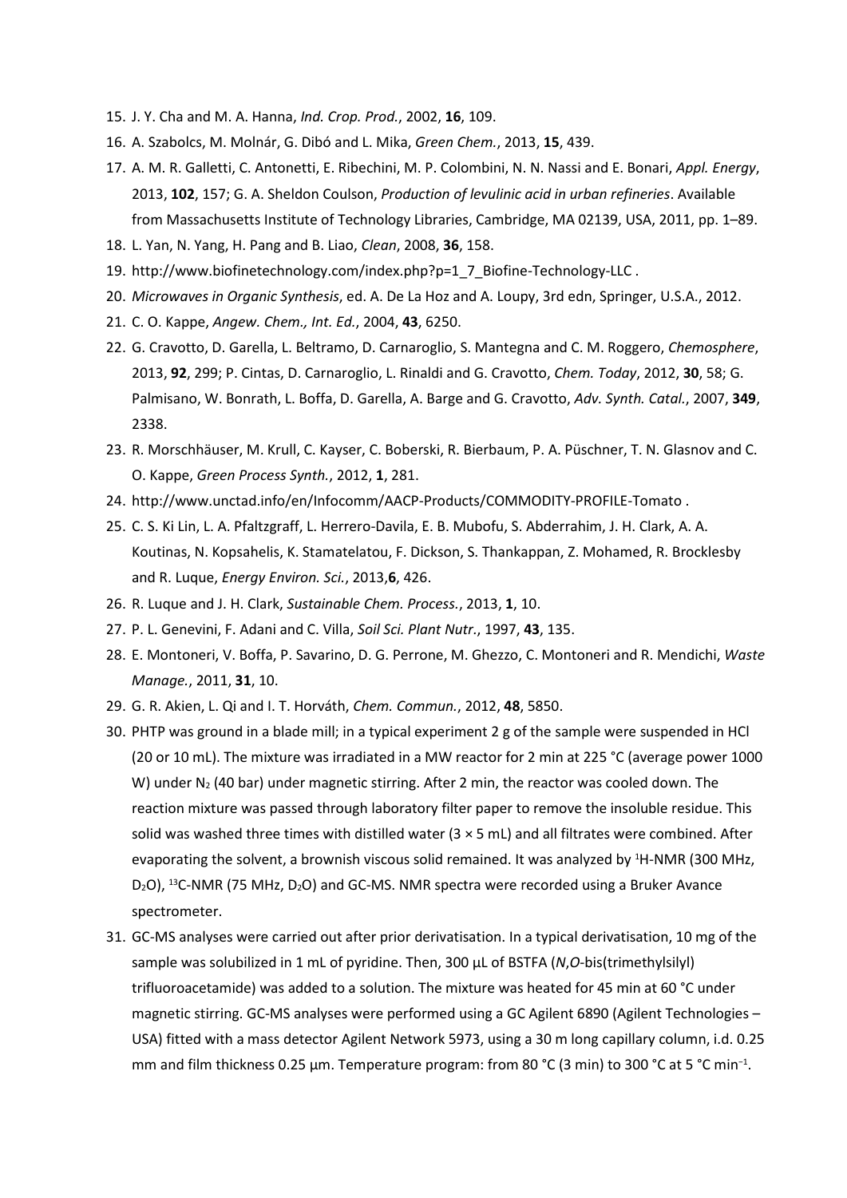15. J. Y. Cha and M. A. Hanna, *Ind. Crop. Prod.*, 2002, **16**, 109.
16. A. Szabolcs, M. Molnár, G. Dibó and L. Mika, *Green Chem.*, 2013, **15**, 439.
17. A. M. R. Galletti, C. Antonetti, E. Ribechini, M. P. Colombini, N. N. Nassi and E. Bonari, *Appl. Energy*, 2013, **102**, 157; G. A. Sheldon Coulson, *Production of levulinic acid in urban refineries*. Available from Massachusetts Institute of Technology Libraries, Cambridge, MA 02139, USA, 2011, pp. 1–89.
18. L. Yan, N. Yang, H. Pang and B. Liao, *Clean*, 2008, **36**, 158.
19. http://www.biofinetechnology.com/index.php?p=1_7_Biofine-Technology-LLC .
20. *Microwaves in Organic Synthesis*, ed. A. De La Hoz and A. Loupy, 3rd edn, Springer, U.S.A., 2012.
21. C. O. Kappe, *Angew. Chem., Int. Ed.*, 2004, **43**, 6250.
22. G. Cravotto, D. Garella, L. Beltramo, D. Carnaroglio, S. Mantegna and C. M. Roggero, *Chemosphere*, 2013, **92**, 299; P. Cintas, D. Carnaroglio, L. Rinaldi and G. Cravotto, *Chem. Today*, 2012, **30**, 58; G. Palmisano, W. Bonrath, L. Boffa, D. Garella, A. Barge and G. Cravotto, *Adv. Synth. Catal.*, 2007, **349**, 2338.
23. R. Morschhäuser, M. Krull, C. Kayser, C. Boberski, R. Bierbaum, P. A. Püschner, T. N. Glasnov and C. O. Kappe, *Green Process Synth.*, 2012, **1**, 281.
24. http://www.unctad.info/en/Infocomm/AACP-Products/COMMODITY-PROFILE-Tomato .
25. C. S. Ki Lin, L. A. Pfaltzgraff, L. Herrero-Davila, E. B. Mubofu, S. Abderrahim, J. H. Clark, A. A. Koutinas, N. Kopsahelis, K. Stamatelatou, F. Dickson, S. Thankappan, Z. Mohamed, R. Brocklesby and R. Luque, *Energy Environ. Sci.*, 2013,**6**, 426.
26. R. Luque and J. H. Clark, *Sustainable Chem. Process.*, 2013, **1**, 10.
27. P. L. Genevini, F. Adani and C. Villa, *Soil Sci. Plant Nutr.*, 1997, **43**, 135.
28. E. Montoneri, V. Boffa, P. Savarino, D. G. Perrone, M. Ghezzo, C. Montoneri and R. Mendichi, *Waste Manage.*, 2011, **31**, 10.
29. G. R. Akien, L. Qi and I. T. Horváth, *Chem. Commun.*, 2012, **48**, 5850.
30. PHTP was ground in a blade mill; in a typical experiment 2 g of the sample were suspended in HCl (20 or 10 mL). The mixture was irradiated in a MW reactor for 2 min at 225 °C (average power 1000 W) under $N_2$ (40 bar) under magnetic stirring. After 2 min, the reactor was cooled down. The reaction mixture was passed through laboratory filter paper to remove the insoluble residue. This solid was washed three times with distilled water (3 × 5 mL) and all filtrates were combined. After evaporating the solvent, a brownish viscous solid remained. It was analyzed by $^1$H-NMR (300 MHz, $D_2O$), $^{13}$C-NMR (75 MHz, $D_2O$) and GC-MS. NMR spectra were recorded using a Bruker Avance spectrometer.
31. GC-MS analyses were carried out after prior derivatisation. In a typical derivatisation, 10 mg of the sample was solubilized in 1 mL of pyridine. Then, 300 µL of BSTFA (*N*,*O*-bis(trimethylsilyl) trifluoroacetamide) was added to a solution. The mixture was heated for 45 min at 60 °C under magnetic stirring. GC-MS analyses were performed using a GC Agilent 6890 (Agilent Technologies – USA) fitted with a mass detector Agilent Network 5973, using a 30 m long capillary column, i.d. 0.25 mm and film thickness 0.25 µm. Temperature program: from 80 °C (3 min) to 300 °C at 5 °C min$^{-1}$.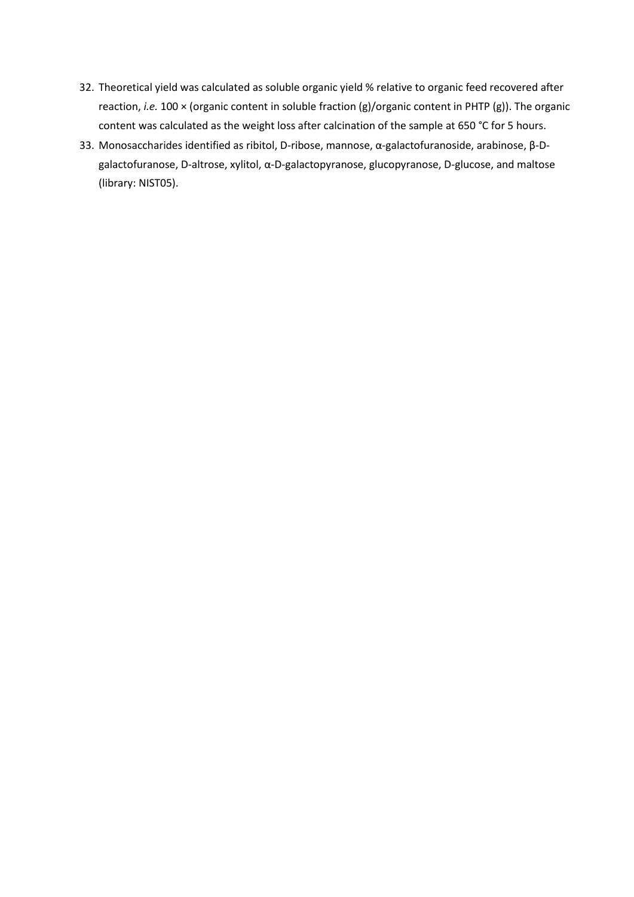32. Theoretical yield was calculated as soluble organic yield % relative to organic feed recovered after reaction, *i.e.* 100 × (organic content in soluble fraction (g)/organic content in PHTP (g)). The organic content was calculated as the weight loss after calcination of the sample at 650 °C for 5 hours.
33. Monosaccharides identified as ribitol, D-ribose, mannose, α-galactofuranoside, arabinose, β-D-galactofuranose, D-altrose, xylitol, α-D-galactopyranose, glucopyranose, D-glucose, and maltose (library: NIST05).